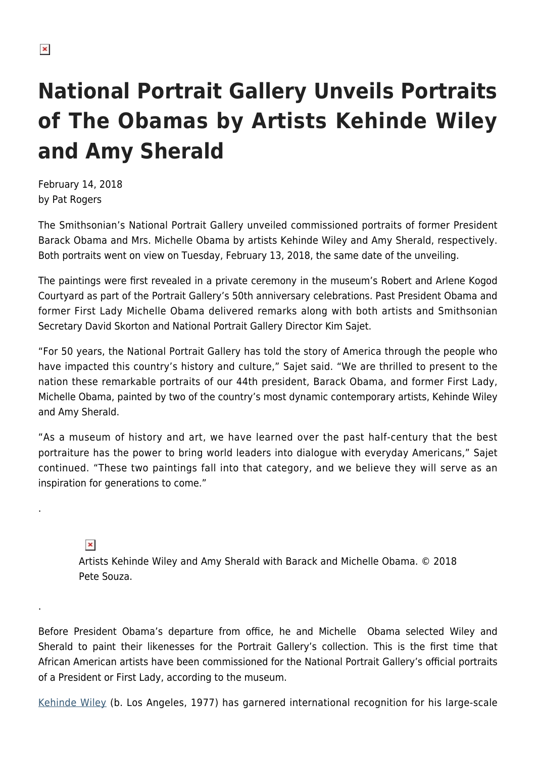# National Portrait Gallery Unveils Portraits of The Obamas by Artists Kehinde Wiley and Amy Sherald

February 14, 2018
by Pat Rogers

The Smithsonian's National Portrait Gallery unveiled commissioned portraits of former President Barack Obama and Mrs. Michelle Obama by artists Kehinde Wiley and Amy Sherald, respectively. Both portraits went on view on Tuesday, February 13, 2018, the same date of the unveiling.

The paintings were first revealed in a private ceremony in the museum's Robert and Arlene Kogod Courtyard as part of the Portrait Gallery's 50th anniversary celebrations. Past President Obama and former First Lady Michelle Obama delivered remarks along with both artists and Smithsonian Secretary David Skorton and National Portrait Gallery Director Kim Sajet.

"For 50 years, the National Portrait Gallery has told the story of America through the people who have impacted this country's history and culture," Sajet said. "We are thrilled to present to the nation these remarkable portraits of our 44th president, Barack Obama, and former First Lady, Michelle Obama, painted by two of the country's most dynamic contemporary artists, Kehinde Wiley and Amy Sherald.

"As a museum of history and art, we have learned over the past half-century that the best portraiture has the power to bring world leaders into dialogue with everyday Americans," Sajet continued. "These two paintings fall into that category, and we believe they will serve as an inspiration for generations to come."

.

Artists Kehinde Wiley and Amy Sherald with Barack and Michelle Obama. © 2018 Pete Souza.

.

Before President Obama's departure from office, he and Michelle Obama selected Wiley and Sherald to paint their likenesses for the Portrait Gallery's collection. This is the first time that African American artists have been commissioned for the National Portrait Gallery's official portraits of a President or First Lady, according to the museum.

[Kehinde Wiley] (b. Los Angeles, 1977) has garnered international recognition for his large-scale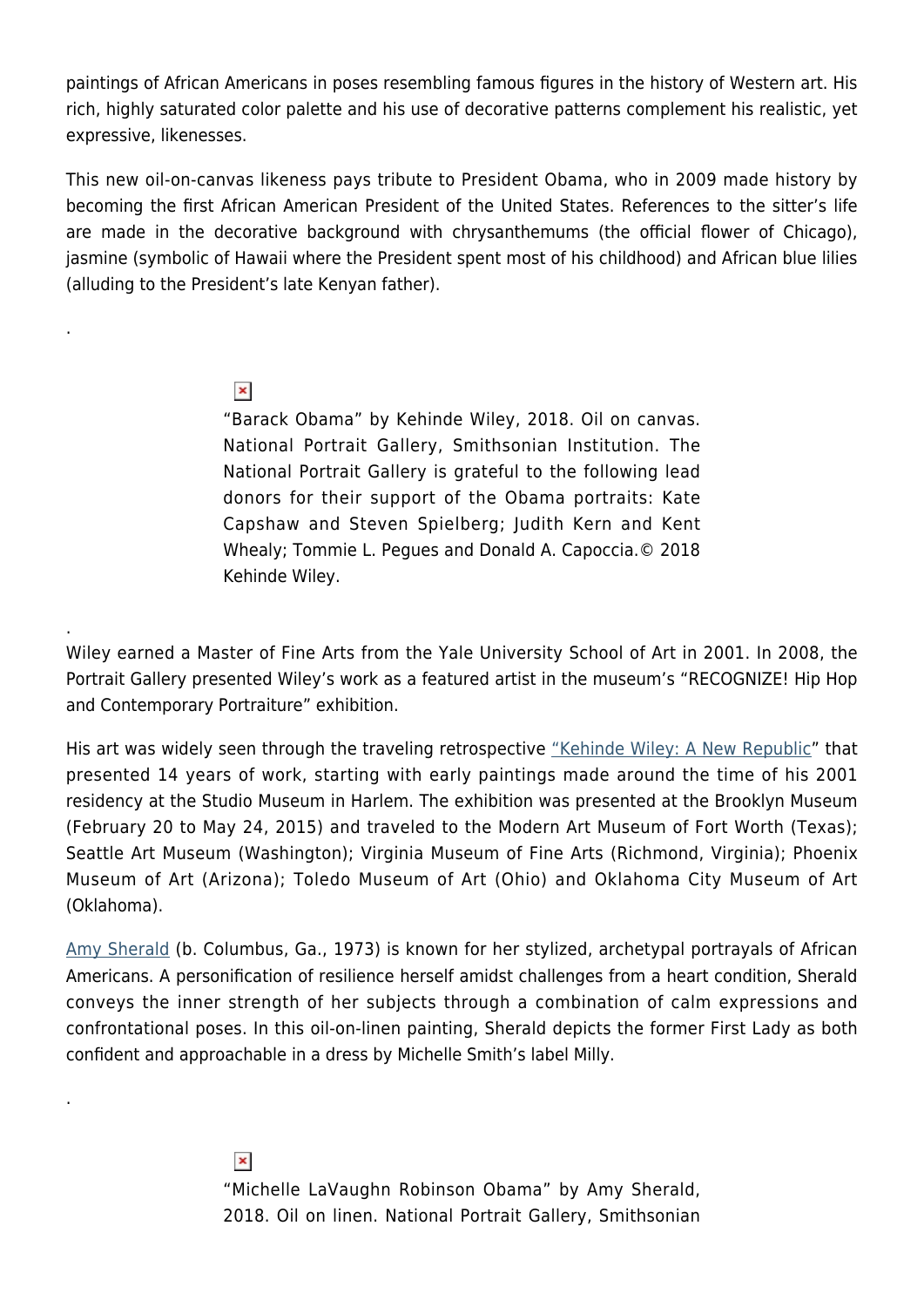paintings of African Americans in poses resembling famous figures in the history of Western art. His rich, highly saturated color palette and his use of decorative patterns complement his realistic, yet expressive, likenesses.

This new oil-on-canvas likeness pays tribute to President Obama, who in 2009 made history by becoming the first African American President of the United States. References to the sitter's life are made in the decorative background with chrysanthemums (the official flower of Chicago), jasmine (symbolic of Hawaii where the President spent most of his childhood) and African blue lilies (alluding to the President's late Kenyan father).

.

"Barack Obama" by Kehinde Wiley, 2018. Oil on canvas. National Portrait Gallery, Smithsonian Institution. The National Portrait Gallery is grateful to the following lead donors for their support of the Obama portraits: Kate Capshaw and Steven Spielberg; Judith Kern and Kent Whealy; Tommie L. Pegues and Donald A. Capoccia.© 2018 Kehinde Wiley.

.

Wiley earned a Master of Fine Arts from the Yale University School of Art in 2001. In 2008, the Portrait Gallery presented Wiley's work as a featured artist in the museum's "RECOGNIZE! Hip Hop and Contemporary Portraiture" exhibition.

His art was widely seen through the traveling retrospective "Kehinde Wiley: A New Republic" that presented 14 years of work, starting with early paintings made around the time of his 2001 residency at the Studio Museum in Harlem. The exhibition was presented at the Brooklyn Museum (February 20 to May 24, 2015) and traveled to the Modern Art Museum of Fort Worth (Texas); Seattle Art Museum (Washington); Virginia Museum of Fine Arts (Richmond, Virginia); Phoenix Museum of Art (Arizona); Toledo Museum of Art (Ohio) and Oklahoma City Museum of Art (Oklahoma).

Amy Sherald (b. Columbus, Ga., 1973) is known for her stylized, archetypal portrayals of African Americans. A personification of resilience herself amidst challenges from a heart condition, Sherald conveys the inner strength of her subjects through a combination of calm expressions and confrontational poses. In this oil-on-linen painting, Sherald depicts the former First Lady as both confident and approachable in a dress by Michelle Smith's label Milly.

.

"Michelle LaVaughn Robinson Obama" by Amy Sherald, 2018. Oil on linen. National Portrait Gallery, Smithsonian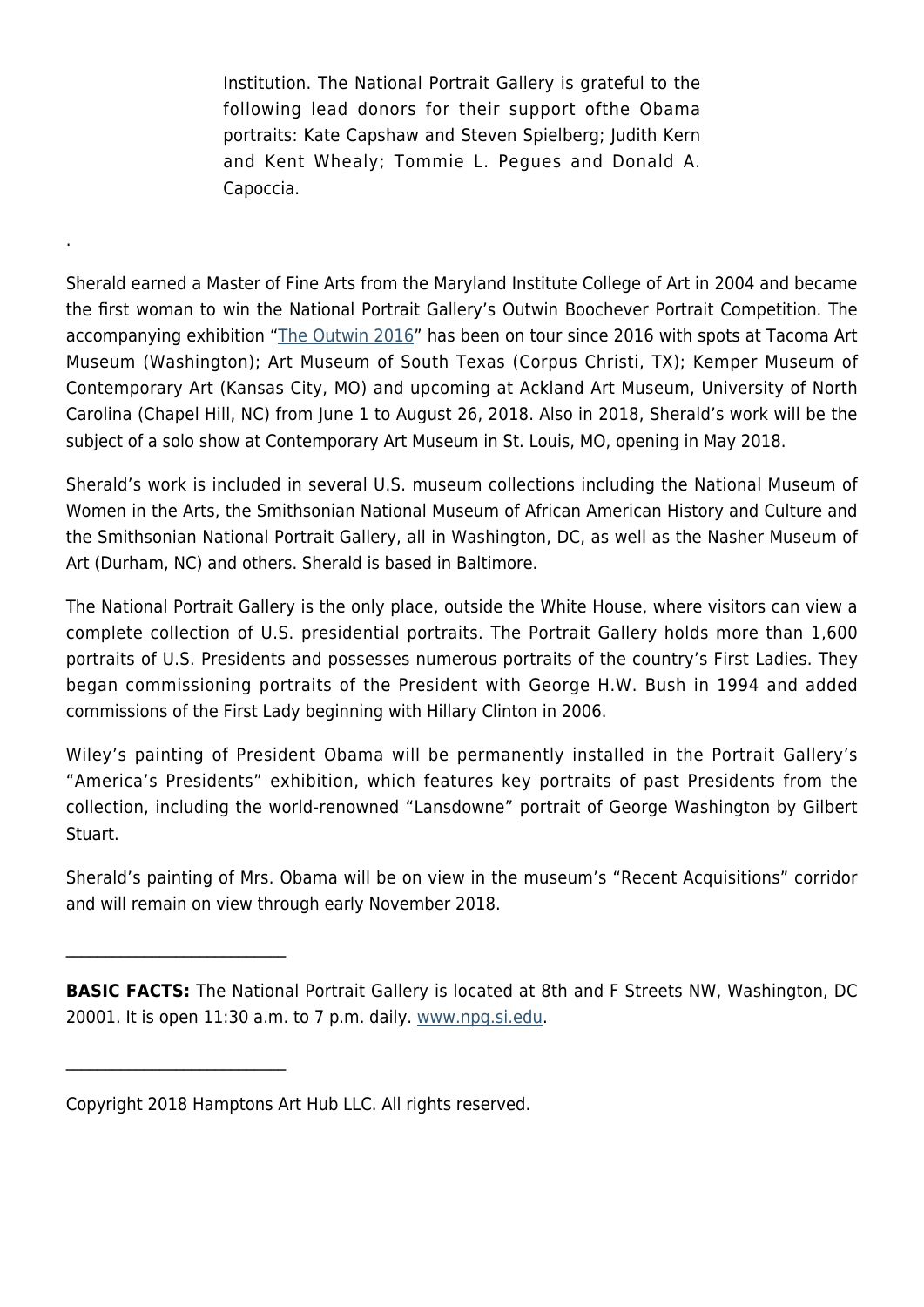Institution. The National Portrait Gallery is grateful to the following lead donors for their support ofthe Obama portraits: Kate Capshaw and Steven Spielberg; Judith Kern and Kent Whealy; Tommie L. Pegues and Donald A. Capoccia.

.

Sherald earned a Master of Fine Arts from the Maryland Institute College of Art in 2004 and became the first woman to win the National Portrait Gallery's Outwin Boochever Portrait Competition. The accompanying exhibition "The Outwin 2016" has been on tour since 2016 with spots at Tacoma Art Museum (Washington); Art Museum of South Texas (Corpus Christi, TX); Kemper Museum of Contemporary Art (Kansas City, MO) and upcoming at Ackland Art Museum, University of North Carolina (Chapel Hill, NC) from June 1 to August 26, 2018. Also in 2018, Sherald's work will be the subject of a solo show at Contemporary Art Museum in St. Louis, MO, opening in May 2018.

Sherald's work is included in several U.S. museum collections including the National Museum of Women in the Arts, the Smithsonian National Museum of African American History and Culture and the Smithsonian National Portrait Gallery, all in Washington, DC, as well as the Nasher Museum of Art (Durham, NC) and others. Sherald is based in Baltimore.

The National Portrait Gallery is the only place, outside the White House, where visitors can view a complete collection of U.S. presidential portraits. The Portrait Gallery holds more than 1,600 portraits of U.S. Presidents and possesses numerous portraits of the country's First Ladies. They began commissioning portraits of the President with George H.W. Bush in 1994 and added commissions of the First Lady beginning with Hillary Clinton in 2006.

Wiley's painting of President Obama will be permanently installed in the Portrait Gallery's "America's Presidents" exhibition, which features key portraits of past Presidents from the collection, including the world-renowned "Lansdowne" portrait of George Washington by Gilbert Stuart.

Sherald's painting of Mrs. Obama will be on view in the museum's "Recent Acquisitions" corridor and will remain on view through early November 2018.

---

**BASIC FACTS:** The National Portrait Gallery is located at 8th and F Streets NW, Washington, DC 20001. It is open 11:30 a.m. to 7 p.m. daily. www.npg.si.edu.

---

Copyright 2018 Hamptons Art Hub LLC. All rights reserved.